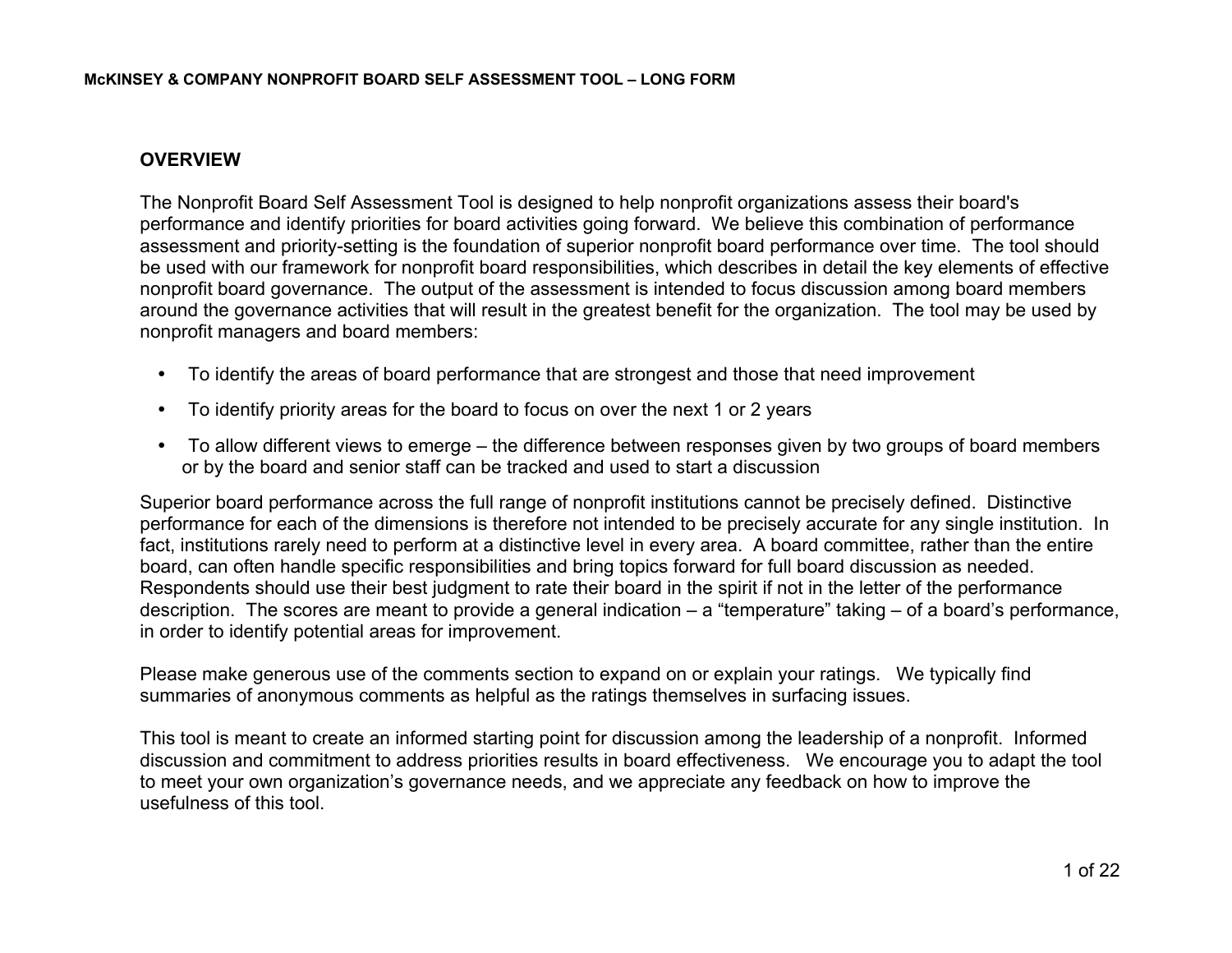**McKINSEY & COMPANY NONPROFIT BOARD SELF ASSESSMENT TOOL – LONG FORM**

## OVERVIEW

The Nonprofit Board Self Assessment Tool is designed to help nonprofit organizations assess their board's performance and identify priorities for board activities going forward. We believe this combination of performance assessment and priority-setting is the foundation of superior nonprofit board performance over time. The tool should be used with our framework for nonprofit board responsibilities, which describes in detail the key elements of effective nonprofit board governance. The output of the assessment is intended to focus discussion among board members around the governance activities that will result in the greatest benefit for the organization. The tool may be used by nonprofit managers and board members:

- To identify the areas of board performance that are strongest and those that need improvement
- To identify priority areas for the board to focus on over the next 1 or 2 years
- To allow different views to emerge – the difference between responses given by two groups of board members or by the board and senior staff can be tracked and used to start a discussion

Superior board performance across the full range of nonprofit institutions cannot be precisely defined. Distinctive performance for each of the dimensions is therefore not intended to be precisely accurate for any single institution. In fact, institutions rarely need to perform at a distinctive level in every area. A board committee, rather than the entire board, can often handle specific responsibilities and bring topics forward for full board discussion as needed. Respondents should use their best judgment to rate their board in the spirit if not in the letter of the performance description. The scores are meant to provide a general indication – a "temperature" taking – of a board's performance, in order to identify potential areas for improvement.

Please make generous use of the comments section to expand on or explain your ratings. We typically find summaries of anonymous comments as helpful as the ratings themselves in surfacing issues.

This tool is meant to create an informed starting point for discussion among the leadership of a nonprofit. Informed discussion and commitment to address priorities results in board effectiveness. We encourage you to adapt the tool to meet your own organization's governance needs, and we appreciate any feedback on how to improve the usefulness of this tool.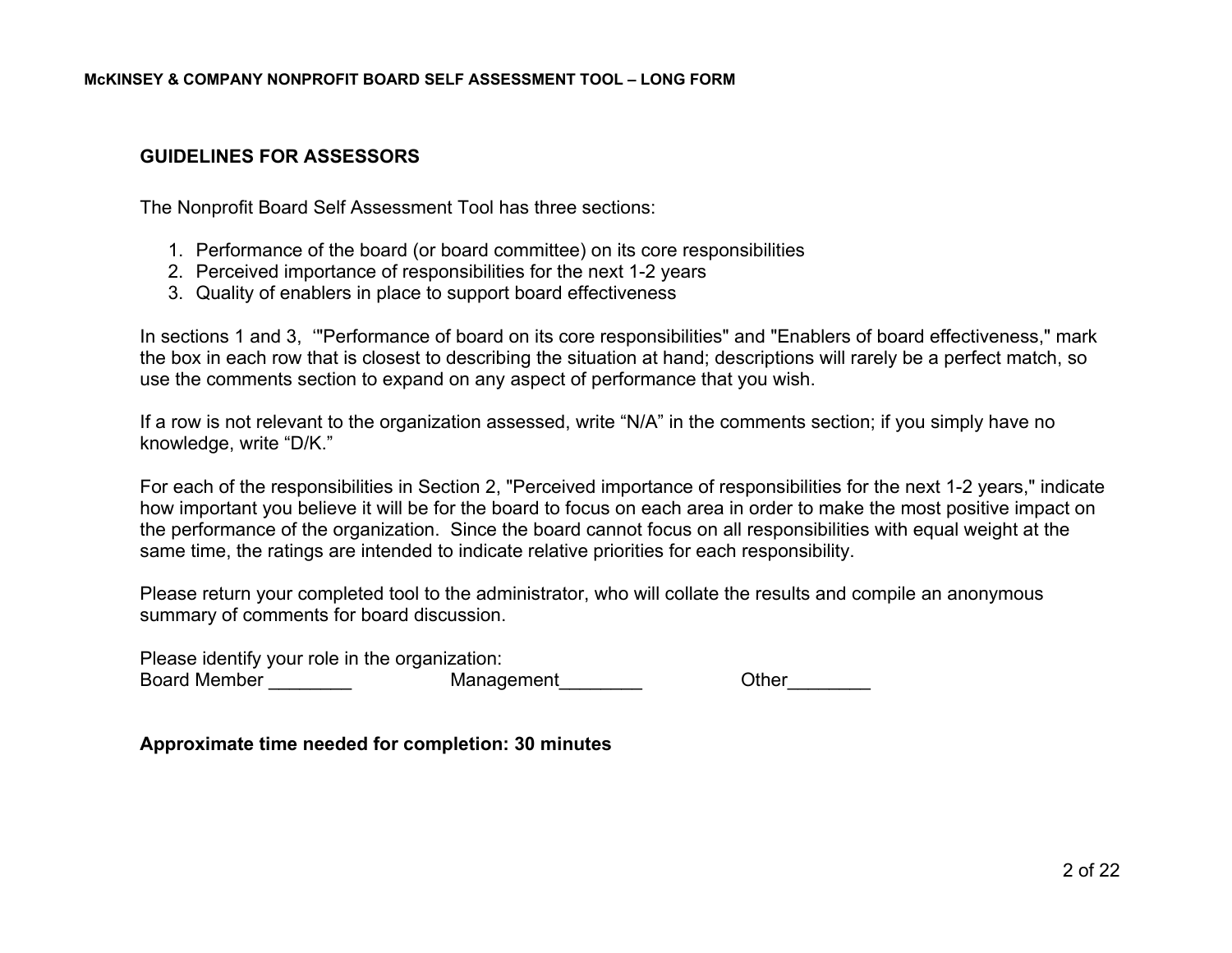## GUIDELINES FOR ASSESSORS

The Nonprofit Board Self Assessment Tool has three sections:

1. Performance of the board (or board committee) on its core responsibilities
2. Perceived importance of responsibilities for the next 1-2 years
3. Quality of enablers in place to support board effectiveness

In sections 1 and 3, ‘"Performance of board on its core responsibilities" and "Enablers of board effectiveness," mark the box in each row that is closest to describing the situation at hand; descriptions will rarely be a perfect match, so use the comments section to expand on any aspect of performance that you wish.

If a row is not relevant to the organization assessed, write “N/A” in the comments section; if you simply have no knowledge, write “D/K.”

For each of the responsibilities in Section 2, "Perceived importance of responsibilities for the next 1-2 years," indicate how important you believe it will be for the board to focus on each area in order to make the most positive impact on the performance of the organization. Since the board cannot focus on all responsibilities with equal weight at the same time, the ratings are intended to indicate relative priorities for each responsibility.

Please return your completed tool to the administrator, who will collate the results and compile an anonymous summary of comments for board discussion.

Please identify your role in the organization:
Board Member ________ Management________ Other________

**Approximate time needed for completion: 30 minutes**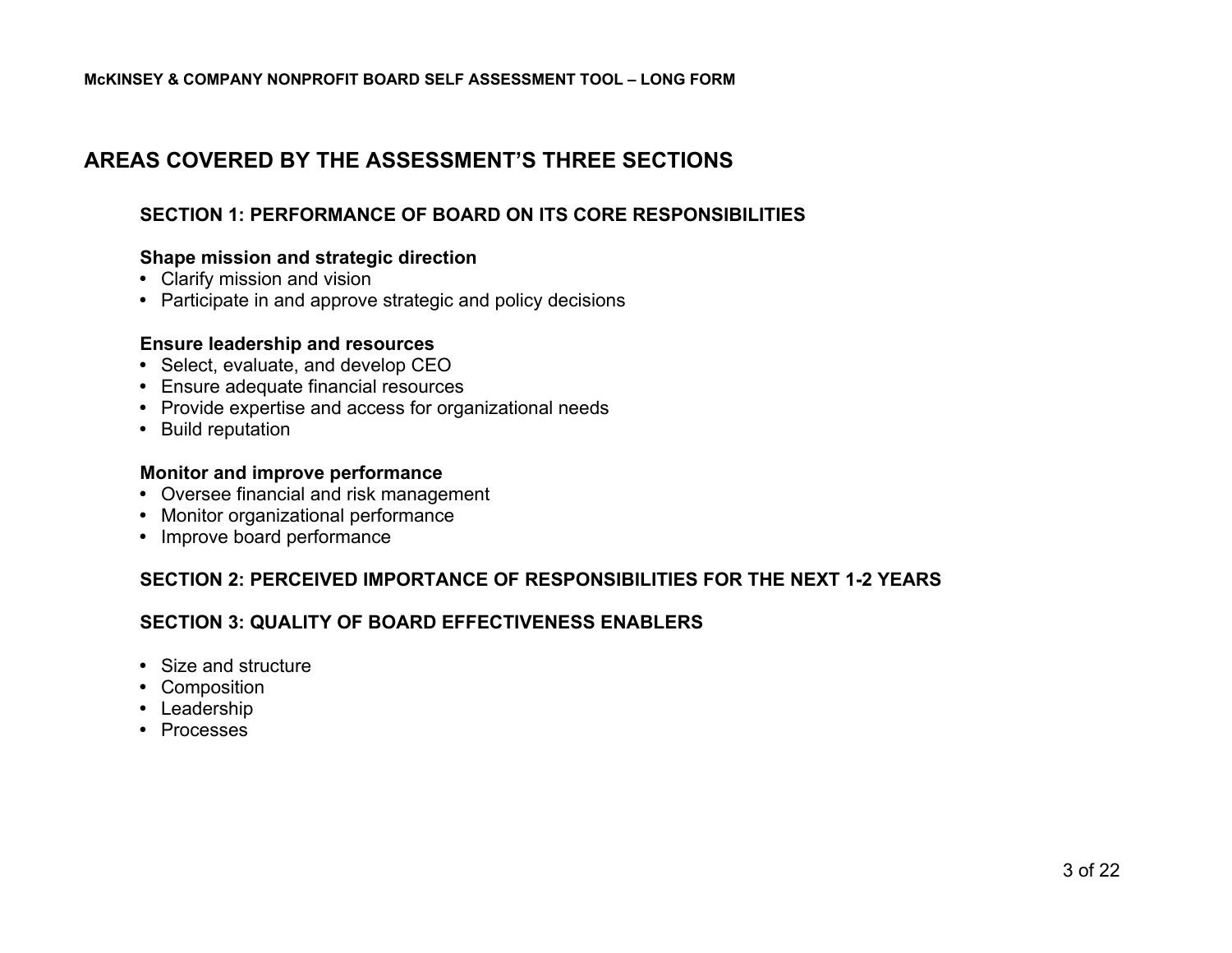# AREAS COVERED BY THE ASSESSMENT'S THREE SECTIONS

## SECTION 1: PERFORMANCE OF BOARD ON ITS CORE RESPONSIBILITIES

### Shape mission and strategic direction

- Clarify mission and vision
- Participate in and approve strategic and policy decisions

### Ensure leadership and resources

- Select, evaluate, and develop CEO
- Ensure adequate financial resources
- Provide expertise and access for organizational needs
- Build reputation

### Monitor and improve performance

- Oversee financial and risk management
- Monitor organizational performance
- Improve board performance

## SECTION 2: PERCEIVED IMPORTANCE OF RESPONSIBILITIES FOR THE NEXT 1-2 YEARS

## SECTION 3: QUALITY OF BOARD EFFECTIVENESS ENABLERS

- Size and structure
- Composition
- Leadership
- Processes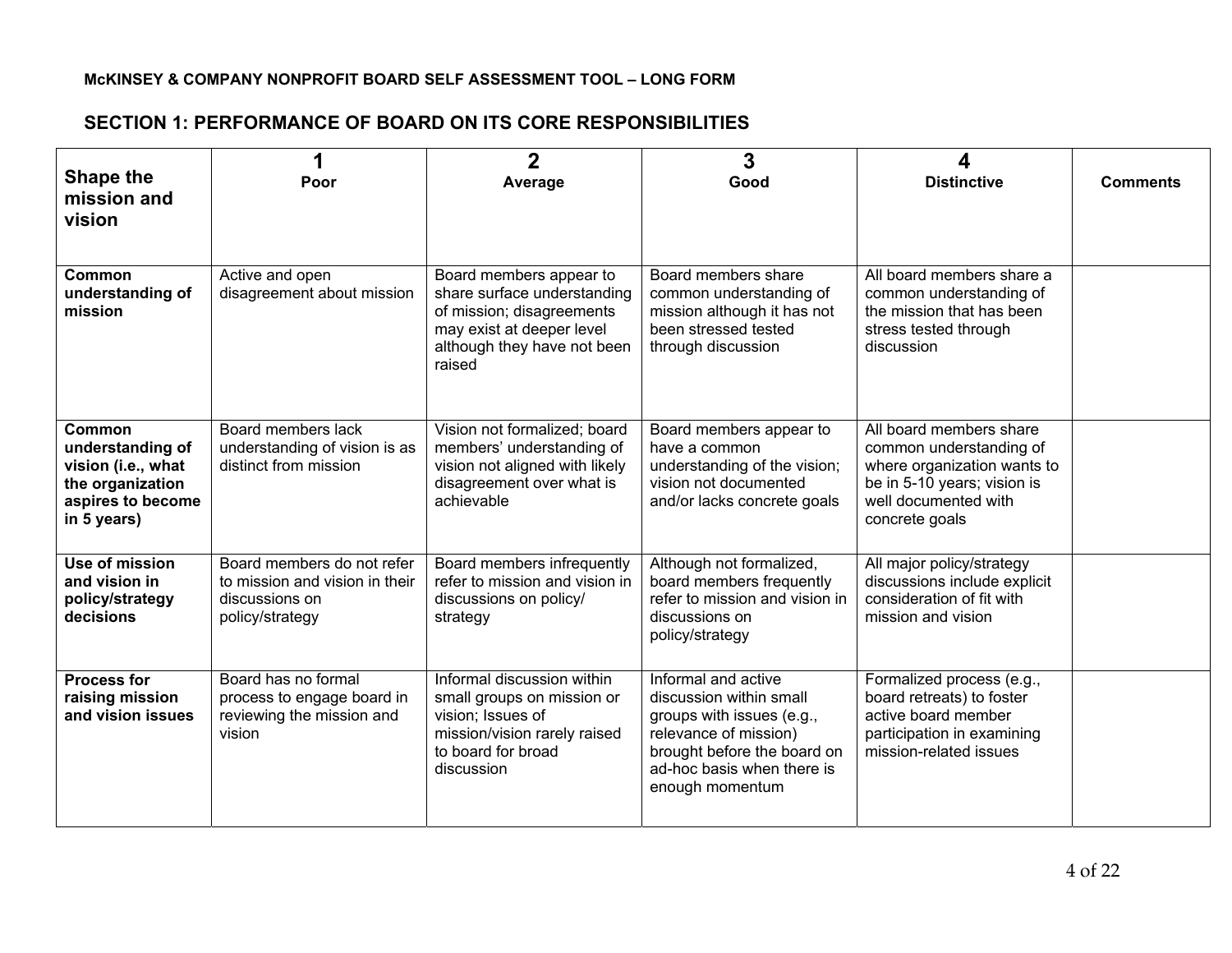**McKINSEY & COMPANY NONPROFIT BOARD SELF ASSESSMENT TOOL – LONG FORM**

## SECTION 1: PERFORMANCE OF BOARD ON ITS CORE RESPONSIBILITIES

| **Shape the mission and vision** | **1** **Poor** | **2** **Average** | **3** **Good** | **4** **Distinctive** | **Comments** |
|---|---|---|---|---|---|
| **Common understanding of mission** | Active and open disagreement about mission | Board members appear to share surface understanding of mission; disagreements may exist at deeper level although they have not been raised | Board members share common understanding of mission although it has not been stressed tested through discussion | All board members share a common understanding of the mission that has been stress tested through discussion | |
| **Common understanding of vision (i.e., what the organization aspires to become in 5 years)** | Board members lack understanding of vision is as distinct from mission | Vision not formalized; board members' understanding of vision not aligned with likely disagreement over what is achievable | Board members appear to have a common understanding of the vision; vision not documented and/or lacks concrete goals | All board members share common understanding of where organization wants to be in 5-10 years; vision is well documented with concrete goals | |
| **Use of mission and vision in policy/strategy decisions** | Board members do not refer to mission and vision in their discussions on policy/strategy | Board members infrequently refer to mission and vision in discussions on policy/ strategy | Although not formalized, board members frequently refer to mission and vision in discussions on policy/strategy | All major policy/strategy discussions include explicit consideration of fit with mission and vision | |
| **Process for raising mission and vision issues** | Board has no formal process to engage board in reviewing the mission and vision | Informal discussion within small groups on mission or vision; Issues of mission/vision rarely raised to board for broad discussion | Informal and active discussion within small groups with issues (e.g., relevance of mission) brought before the board on ad-hoc basis when there is enough momentum | Formalized process (e.g., board retreats) to foster active board member participation in examining mission-related issues | |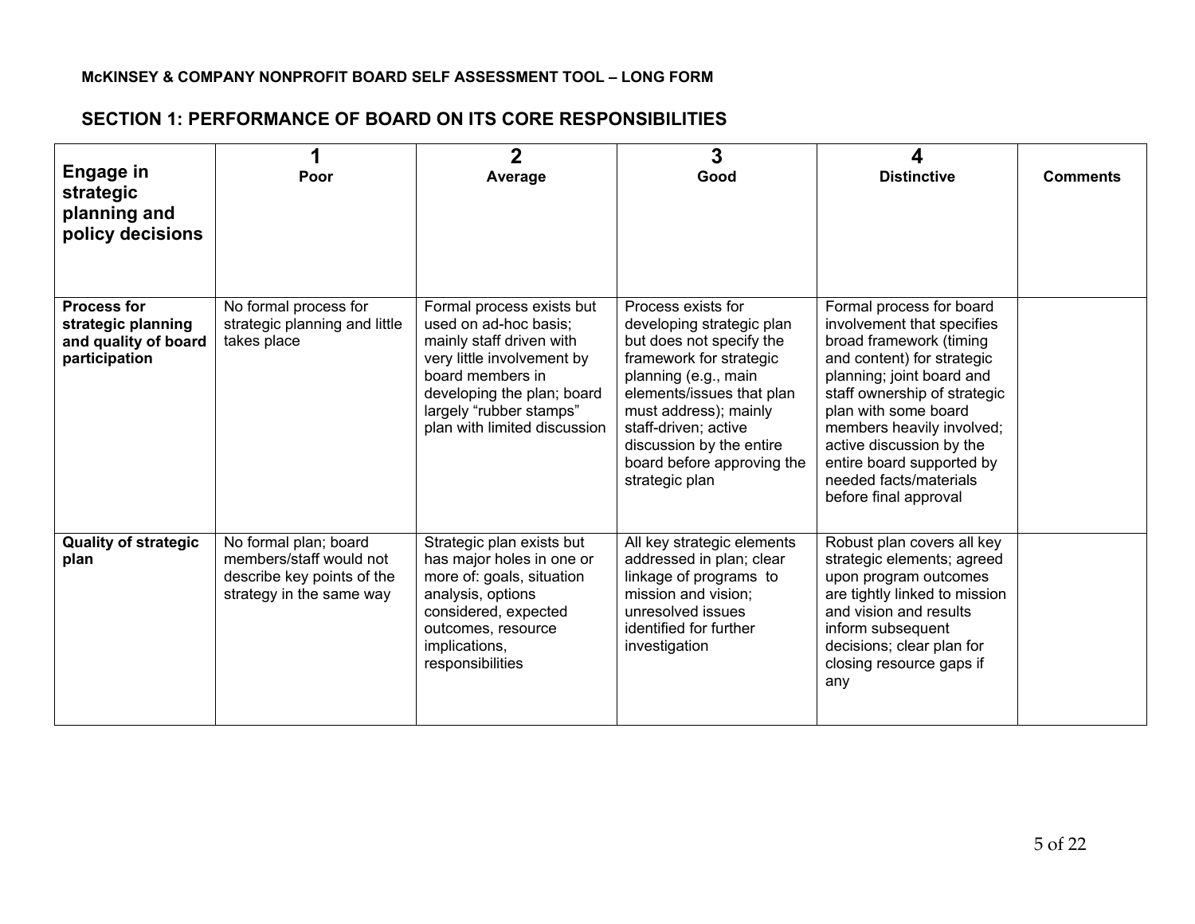**McKINSEY & COMPANY NONPROFIT BOARD SELF ASSESSMENT TOOL – LONG FORM**

## SECTION 1: PERFORMANCE OF BOARD ON ITS CORE RESPONSIBILITIES

| **Engage in strategic planning and policy decisions** | **1** **Poor** | **2** **Average** | **3** **Good** | **4** **Distinctive** | **Comments** |
|---|---|---|---|---|---|
| **Process for strategic planning and quality of board participation** | No formal process for strategic planning and little takes place | Formal process exists but used on ad-hoc basis; mainly staff driven with very little involvement by board members in developing the plan; board largely "rubber stamps" plan with limited discussion | Process exists for developing strategic plan but does not specify the framework for strategic planning (e.g., main elements/issues that plan must address); mainly staff-driven; active discussion by the entire board before approving the strategic plan | Formal process for board involvement that specifies broad framework (timing and content) for strategic planning; joint board and staff ownership of strategic plan with some board members heavily involved; active discussion by the entire board supported by needed facts/materials before final approval | |
| **Quality of strategic plan** | No formal plan; board members/staff would not describe key points of the strategy in the same way | Strategic plan exists but has major holes in one or more of: goals, situation analysis, options considered, expected outcomes, resource implications, responsibilities | All key strategic elements addressed in plan; clear linkage of programs to mission and vision; unresolved issues identified for further investigation | Robust plan covers all key strategic elements; agreed upon program outcomes are tightly linked to mission and vision and results inform subsequent decisions; clear plan for closing resource gaps if any | |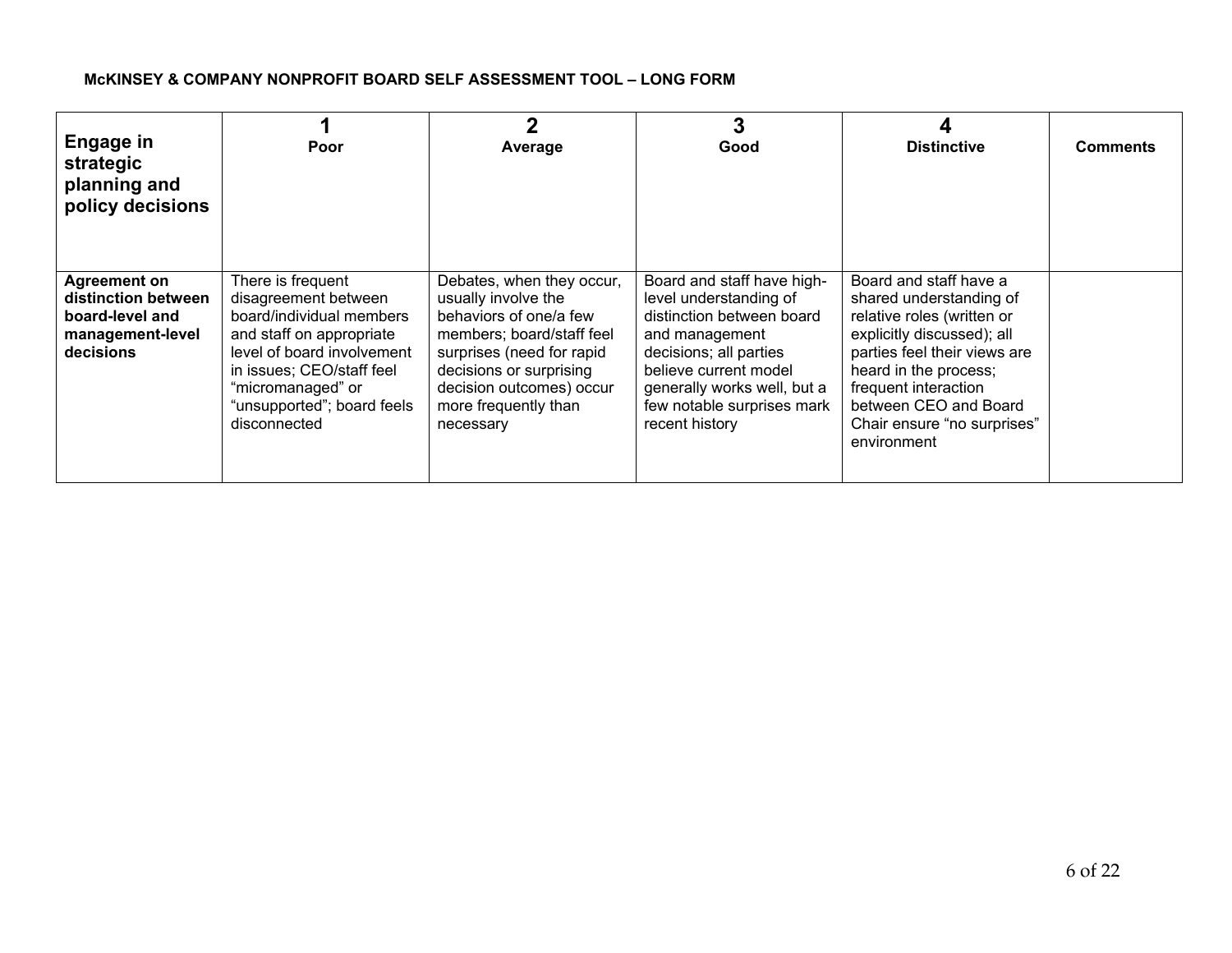**McKINSEY & COMPANY NONPROFIT BOARD SELF ASSESSMENT TOOL – LONG FORM**

| Engage in strategic planning and policy decisions | 1 Poor | 2 Average | 3 Good | 4 Distinctive | Comments |
|---|---|---|---|---|---|
| **Agreement on distinction between board-level and management-level decisions** | There is frequent disagreement between board/individual members and staff on appropriate level of board involvement in issues; CEO/staff feel "micromanaged" or "unsupported"; board feels disconnected | Debates, when they occur, usually involve the behaviors of one/a few members; board/staff feel surprises (need for rapid decisions or surprising decision outcomes) occur more frequently than necessary | Board and staff have high-level understanding of distinction between board and management decisions; all parties believe current model generally works well, but a few notable surprises mark recent history | Board and staff have a shared understanding of relative roles (written or explicitly discussed); all parties feel their views are heard in the process; frequent interaction between CEO and Board Chair ensure "no surprises" environment | |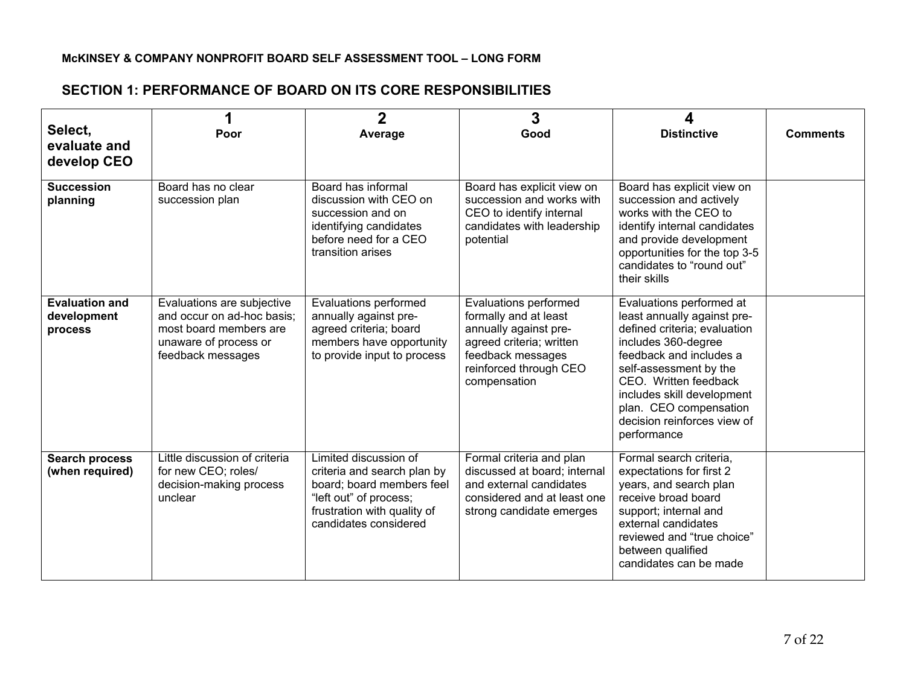**McKINSEY & COMPANY NONPROFIT BOARD SELF ASSESSMENT TOOL – LONG FORM**

## SECTION 1: PERFORMANCE OF BOARD ON ITS CORE RESPONSIBILITIES

| Select, evaluate and develop CEO | 1 Poor | 2 Average | 3 Good | 4 Distinctive | Comments |
|---|---|---|---|---|---|
| **Succession planning** | Board has no clear succession plan | Board has informal discussion with CEO on succession and on identifying candidates before need for a CEO transition arises | Board has explicit view on succession and works with CEO to identify internal candidates with leadership potential | Board has explicit view on succession and actively works with the CEO to identify internal candidates and provide development opportunities for the top 3-5 candidates to "round out" their skills | |
| **Evaluation and development process** | Evaluations are subjective and occur on ad-hoc basis; most board members are unaware of process or feedback messages | Evaluations performed annually against pre-agreed criteria; board members have opportunity to provide input to process | Evaluations performed formally and at least annually against pre-agreed criteria; written feedback messages reinforced through CEO compensation | Evaluations performed at least annually against pre-defined criteria; evaluation includes 360-degree feedback and includes a self-assessment by the CEO. Written feedback includes skill development plan. CEO compensation decision reinforces view of performance | |
| **Search process (when required)** | Little discussion of criteria for new CEO; roles/ decision-making process unclear | Limited discussion of criteria and search plan by board; board members feel "left out" of process; frustration with quality of candidates considered | Formal criteria and plan discussed at board; internal and external candidates considered and at least one strong candidate emerges | Formal search criteria, expectations for first 2 years, and search plan receive broad board support; internal and external candidates reviewed and "true choice" between qualified candidates can be made | |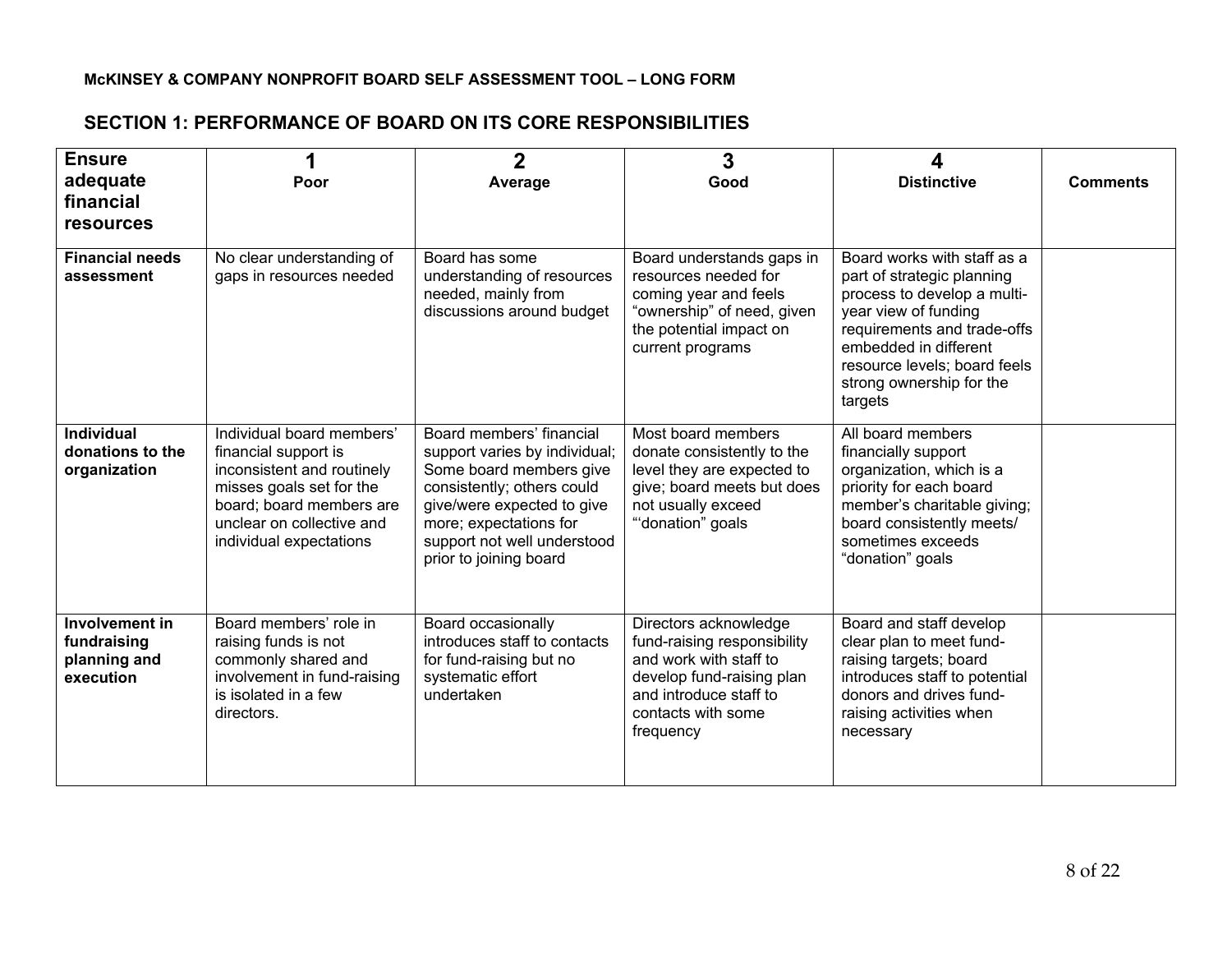**McKINSEY & COMPANY NONPROFIT BOARD SELF ASSESSMENT TOOL – LONG FORM**

## SECTION 1: PERFORMANCE OF BOARD ON ITS CORE RESPONSIBILITIES

| **Ensure adequate financial resources** | **1** **Poor** | **2** **Average** | **3** **Good** | **4** **Distinctive** | **Comments** |
|---|---|---|---|---|---|
| **Financial needs assessment** | No clear understanding of gaps in resources needed | Board has some understanding of resources needed, mainly from discussions around budget | Board understands gaps in resources needed for coming year and feels "ownership" of need, given the potential impact on current programs | Board works with staff as a part of strategic planning process to develop a multi-year view of funding requirements and trade-offs embedded in different resource levels; board feels strong ownership for the targets | |
| **Individual donations to the organization** | Individual board members' financial support is inconsistent and routinely misses goals set for the board; board members are unclear on collective and individual expectations | Board members' financial support varies by individual; Some board members give consistently; others could give/were expected to give more; expectations for support not well understood prior to joining board | Most board members donate consistently to the level they are expected to give; board meets but does not usually exceed "'donation" goals | All board members financially support organization, which is a priority for each board member's charitable giving; board consistently meets/ sometimes exceeds "donation" goals | |
| **Involvement in fundraising planning and execution** | Board members' role in raising funds is not commonly shared and involvement in fund-raising is isolated in a few directors. | Board occasionally introduces staff to contacts for fund-raising but no systematic effort undertaken | Directors acknowledge fund-raising responsibility and work with staff to develop fund-raising plan and introduce staff to contacts with some frequency | Board and staff develop clear plan to meet fund-raising targets; board introduces staff to potential donors and drives fund-raising activities when necessary | |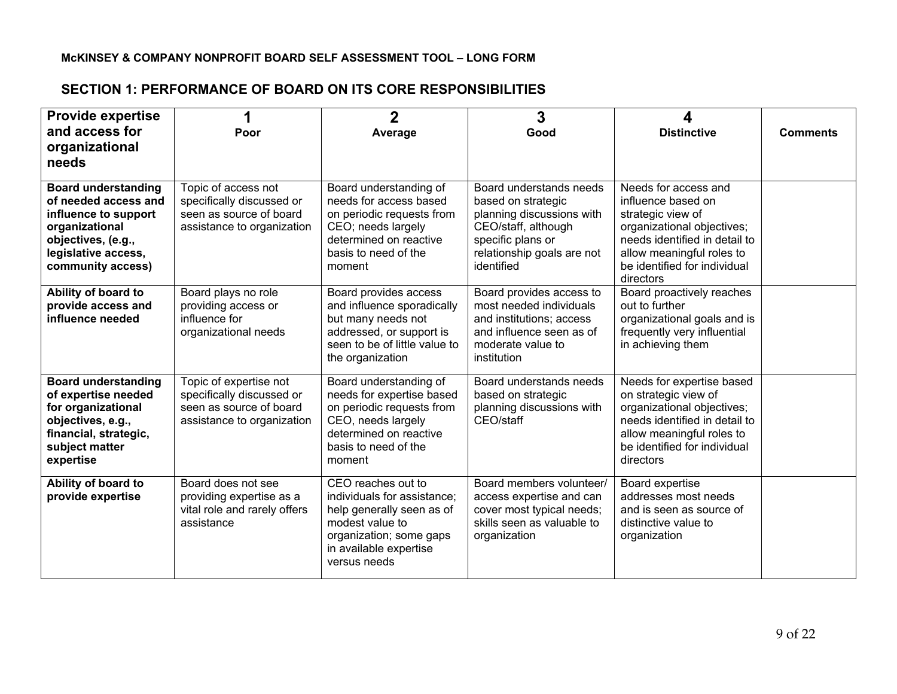**McKINSEY & COMPANY NONPROFIT BOARD SELF ASSESSMENT TOOL – LONG FORM**

## SECTION 1: PERFORMANCE OF BOARD ON ITS CORE RESPONSIBILITIES

| Provide expertise and access for organizational needs | 1<br>Poor | 2<br>Average | 3<br>Good | 4<br>Distinctive | Comments |
|---|---|---|---|---|---|
| **Board understanding of needed access and influence to support organizational objectives, (e.g., legislative access, community access)** | Topic of access not specifically discussed or seen as source of board assistance to organization | Board understanding of needs for access based on periodic requests from CEO; needs largely determined on reactive basis to need of the moment | Board understands needs based on strategic planning discussions with CEO/staff, although specific plans or relationship goals are not identified | Needs for access and influence based on strategic view of organizational objectives; needs identified in detail to allow meaningful roles to be identified for individual directors | |
| **Ability of board to provide access and influence needed** | Board plays no role providing access or influence for organizational needs | Board provides access and influence sporadically but many needs not addressed, or support is seen to be of little value to the organization | Board provides access to most needed individuals and institutions; access and influence seen as of moderate value to institution | Board proactively reaches out to further organizational goals and is frequently very influential in achieving them | |
| **Board understanding of expertise needed for organizational objectives, e.g., financial, strategic, subject matter expertise** | Topic of expertise not specifically discussed or seen as source of board assistance to organization | Board understanding of needs for expertise based on periodic requests from CEO, needs largely determined on reactive basis to need of the moment | Board understands needs based on strategic planning discussions with CEO/staff | Needs for expertise based on strategic view of organizational objectives; needs identified in detail to allow meaningful roles to be identified for individual directors | |
| **Ability of board to provide expertise** | Board does not see providing expertise as a vital role and rarely offers assistance | CEO reaches out to individuals for assistance; help generally seen as of modest value to organization; some gaps in available expertise versus needs | Board members volunteer/ access expertise and can cover most typical needs; skills seen as valuable to organization | Board expertise addresses most needs and is seen as source of distinctive value to organization | |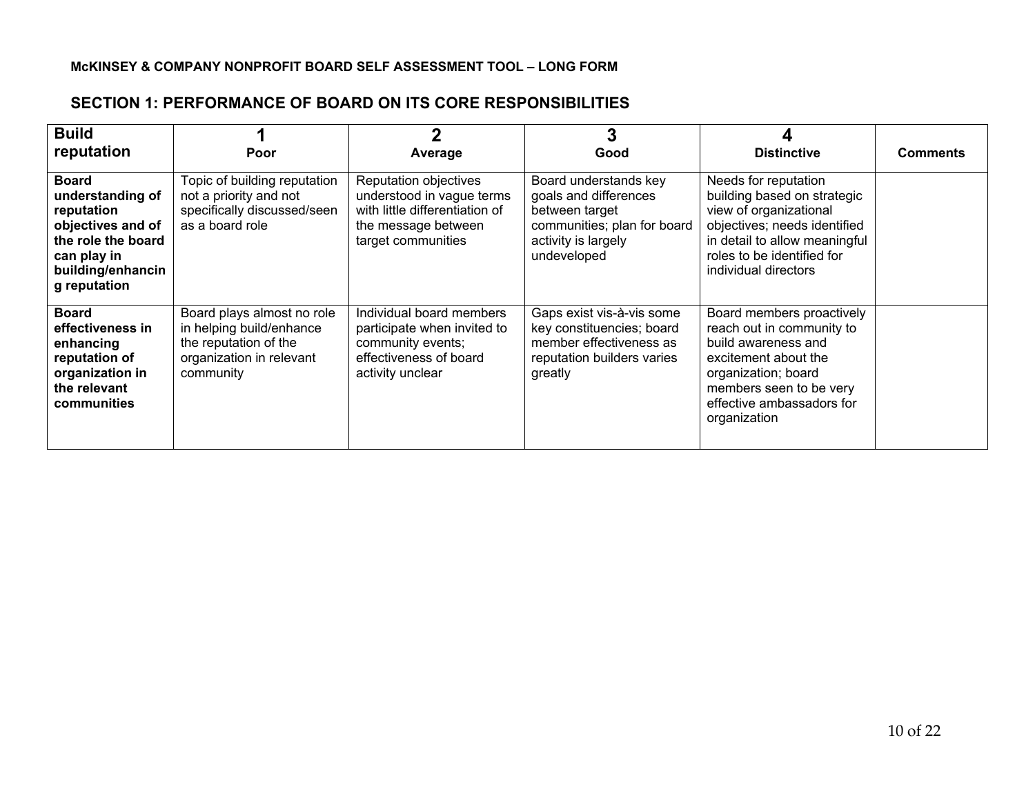**McKINSEY & COMPANY NONPROFIT BOARD SELF ASSESSMENT TOOL – LONG FORM**

## SECTION 1: PERFORMANCE OF BOARD ON ITS CORE RESPONSIBILITIES

| **Build reputation** | **1** **Poor** | **2** **Average** | **3** **Good** | **4** **Distinctive** | **Comments** |
|---|---|---|---|---|---|
| **Board understanding of reputation objectives and of the role the board can play in building/enhancing reputation** | Topic of building reputation not a priority and not specifically discussed/seen as a board role | Reputation objectives understood in vague terms with little differentiation of the message between target communities | Board understands key goals and differences between target communities; plan for board activity is largely undeveloped | Needs for reputation building based on strategic view of organizational objectives; needs identified in detail to allow meaningful roles to be identified for individual directors | |
| **Board effectiveness in enhancing reputation of organization in the relevant communities** | Board plays almost no role in helping build/enhance the reputation of the organization in relevant community | Individual board members participate when invited to community events; effectiveness of board activity unclear | Gaps exist vis-à-vis some key constituencies; board member effectiveness as reputation builders varies greatly | Board members proactively reach out in community to build awareness and excitement about the organization; board members seen to be very effective ambassadors for organization | |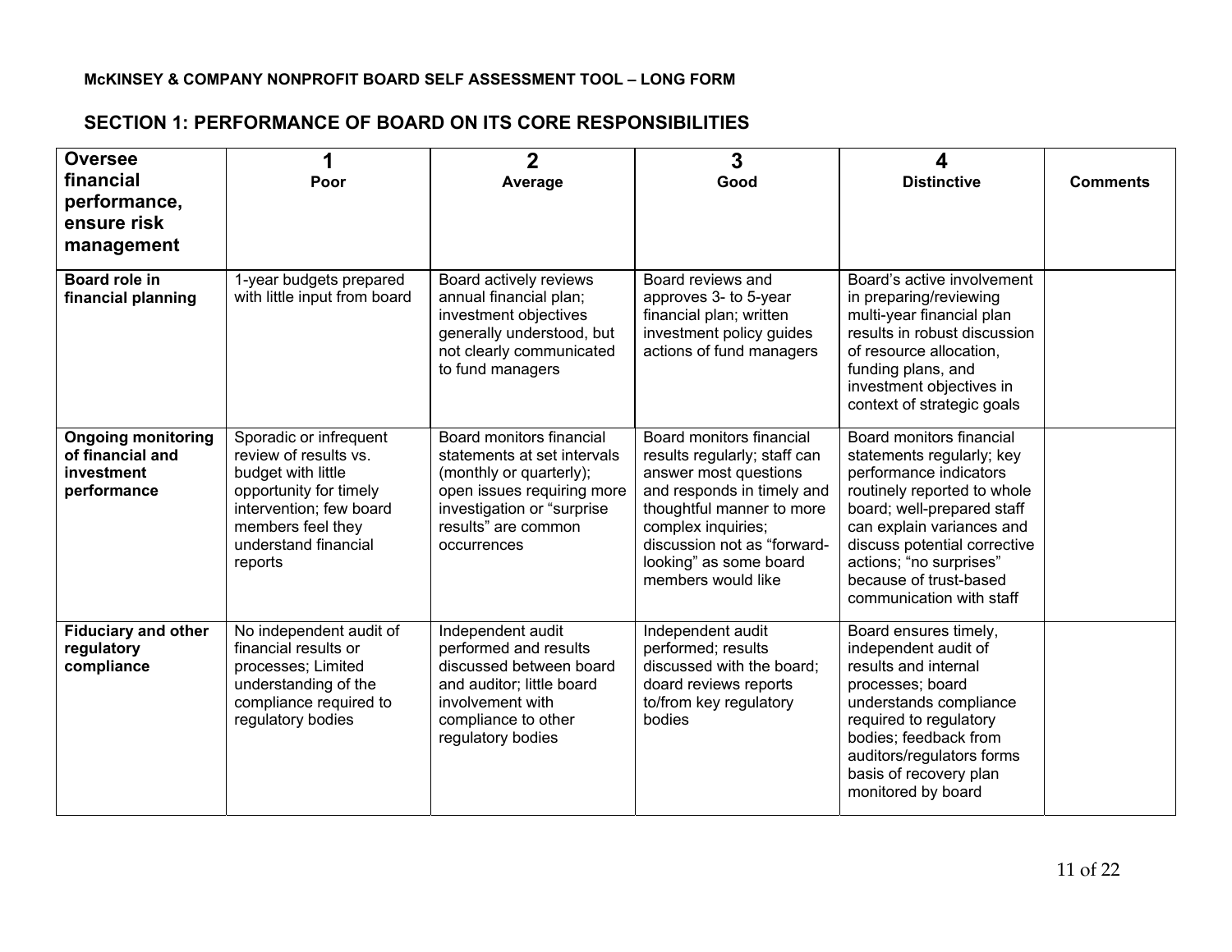**McKINSEY & COMPANY NONPROFIT BOARD SELF ASSESSMENT TOOL – LONG FORM**

## SECTION 1: PERFORMANCE OF BOARD ON ITS CORE RESPONSIBILITIES

| **Oversee financial performance, ensure risk management** | **1** **Poor** | **2** **Average** | **3** **Good** | **4** **Distinctive** | **Comments** |
|---|---|---|---|---|---|
| **Board role in financial planning** | 1-year budgets prepared with little input from board | Board actively reviews annual financial plan; investment objectives generally understood, but not clearly communicated to fund managers | Board reviews and approves 3- to 5-year financial plan; written investment policy guides actions of fund managers | Board's active involvement in preparing/reviewing multi-year financial plan results in robust discussion of resource allocation, funding plans, and investment objectives in context of strategic goals | |
| **Ongoing monitoring of financial and investment performance** | Sporadic or infrequent review of results vs. budget with little opportunity for timely intervention; few board members feel they understand financial reports | Board monitors financial statements at set intervals (monthly or quarterly); open issues requiring more investigation or "surprise results" are common occurrences | Board monitors financial results regularly; staff can answer most questions and responds in timely and thoughtful manner to more complex inquiries; discussion not as "forward-looking" as some board members would like | Board monitors financial statements regularly; key performance indicators routinely reported to whole board; well-prepared staff can explain variances and discuss potential corrective actions; "no surprises" because of trust-based communication with staff | |
| **Fiduciary and other regulatory compliance** | No independent audit of financial results or processes; Limited understanding of the compliance required to regulatory bodies | Independent audit performed and results discussed between board and auditor; little board involvement with compliance to other regulatory bodies | Independent audit performed; results discussed with the board; doard reviews reports to/from key regulatory bodies | Board ensures timely, independent audit of results and internal processes; board understands compliance required to regulatory bodies; feedback from auditors/regulators forms basis of recovery plan monitored by board | |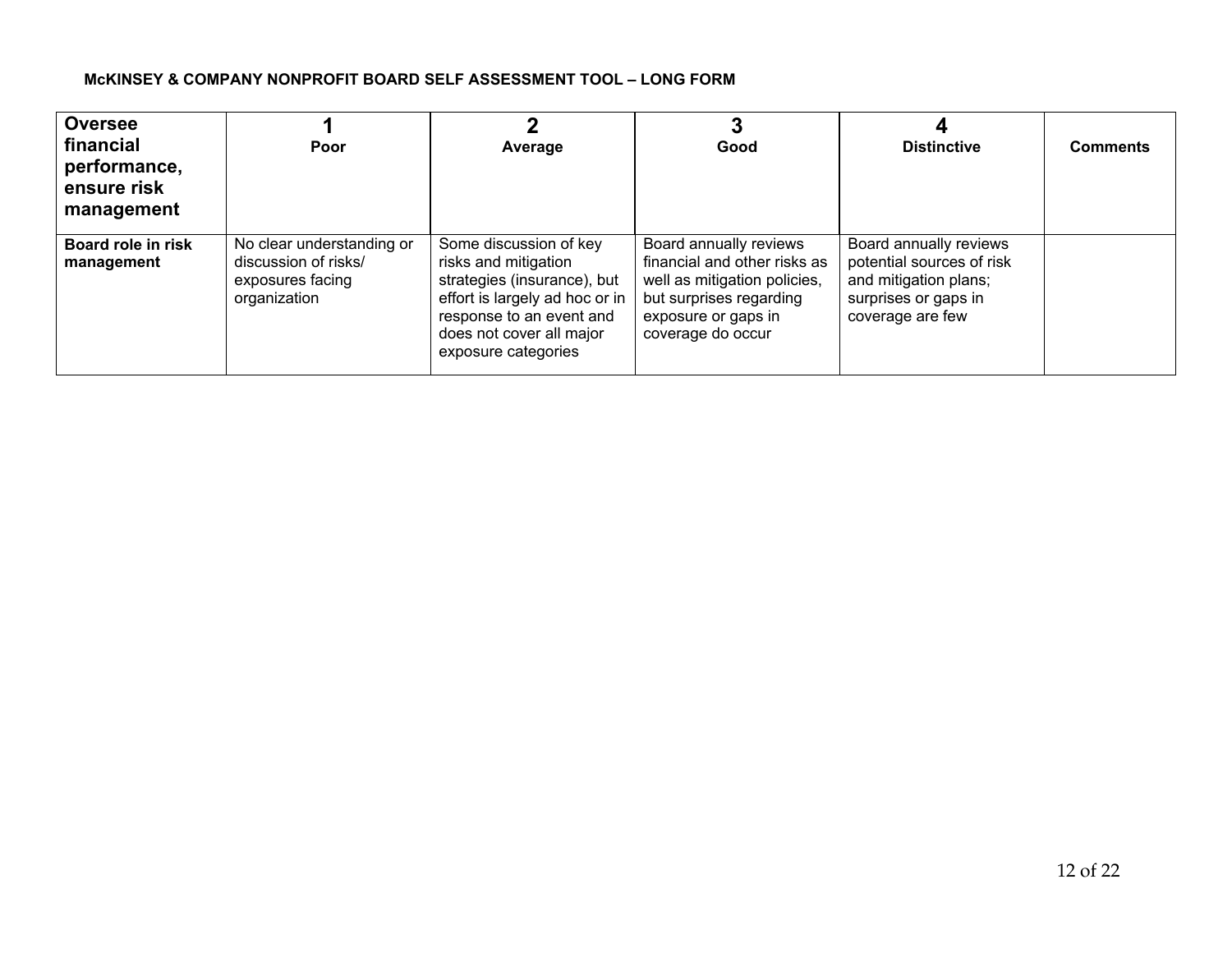**McKINSEY & COMPANY NONPROFIT BOARD SELF ASSESSMENT TOOL – LONG FORM**

| Oversee financial performance, ensure risk management | 1 Poor | 2 Average | 3 Good | 4 Distinctive | Comments |
|---|---|---|---|---|---|
| **Board role in risk management** | No clear understanding or discussion of risks/ exposures facing organization | Some discussion of key risks and mitigation strategies (insurance), but effort is largely ad hoc or in response to an event and does not cover all major exposure categories | Board annually reviews financial and other risks as well as mitigation policies, but surprises regarding exposure or gaps in coverage do occur | Board annually reviews potential sources of risk and mitigation plans; surprises or gaps in coverage are few | |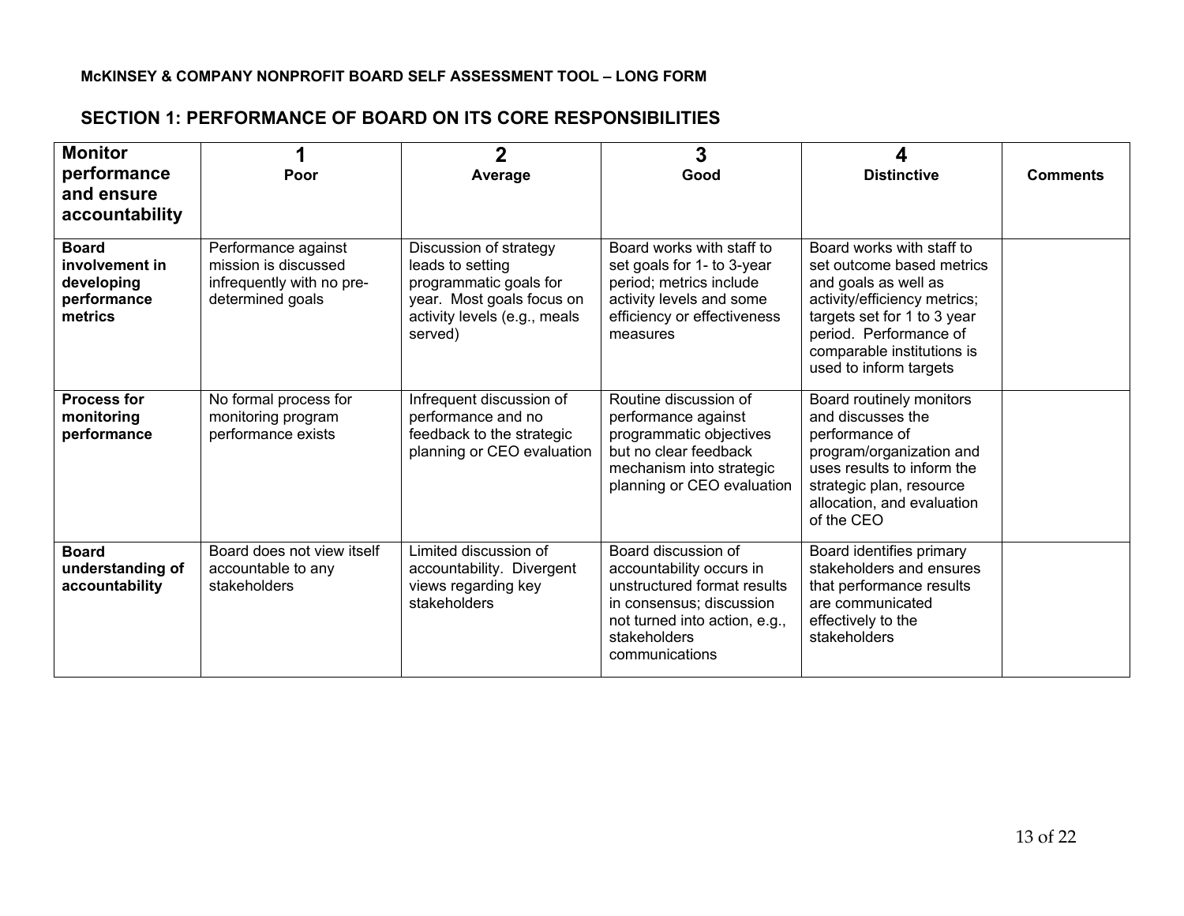**McKINSEY & COMPANY NONPROFIT BOARD SELF ASSESSMENT TOOL – LONG FORM**

## SECTION 1: PERFORMANCE OF BOARD ON ITS CORE RESPONSIBILITIES

| **Monitor performance and ensure accountability** | **1** **Poor** | **2** **Average** | **3** **Good** | **4** **Distinctive** | **Comments** |
|---|---|---|---|---|---|
| **Board involvement in developing performance metrics** | Performance against mission is discussed infrequently with no pre-determined goals | Discussion of strategy leads to setting programmatic goals for year. Most goals focus on activity levels (e.g., meals served) | Board works with staff to set goals for 1- to 3-year period; metrics include activity levels and some efficiency or effectiveness measures | Board works with staff to set outcome based metrics and goals as well as activity/efficiency metrics; targets set for 1 to 3 year period. Performance of comparable institutions is used to inform targets | |
| **Process for monitoring performance** | No formal process for monitoring program performance exists | Infrequent discussion of performance and no feedback to the strategic planning or CEO evaluation | Routine discussion of performance against programmatic objectives but no clear feedback mechanism into strategic planning or CEO evaluation | Board routinely monitors and discusses the performance of program/organization and uses results to inform the strategic plan, resource allocation, and evaluation of the CEO | |
| **Board understanding of accountability** | Board does not view itself accountable to any stakeholders | Limited discussion of accountability. Divergent views regarding key stakeholders | Board discussion of accountability occurs in unstructured format results in consensus; discussion not turned into action, e.g., stakeholders communications | Board identifies primary stakeholders and ensures that performance results are communicated effectively to the stakeholders | |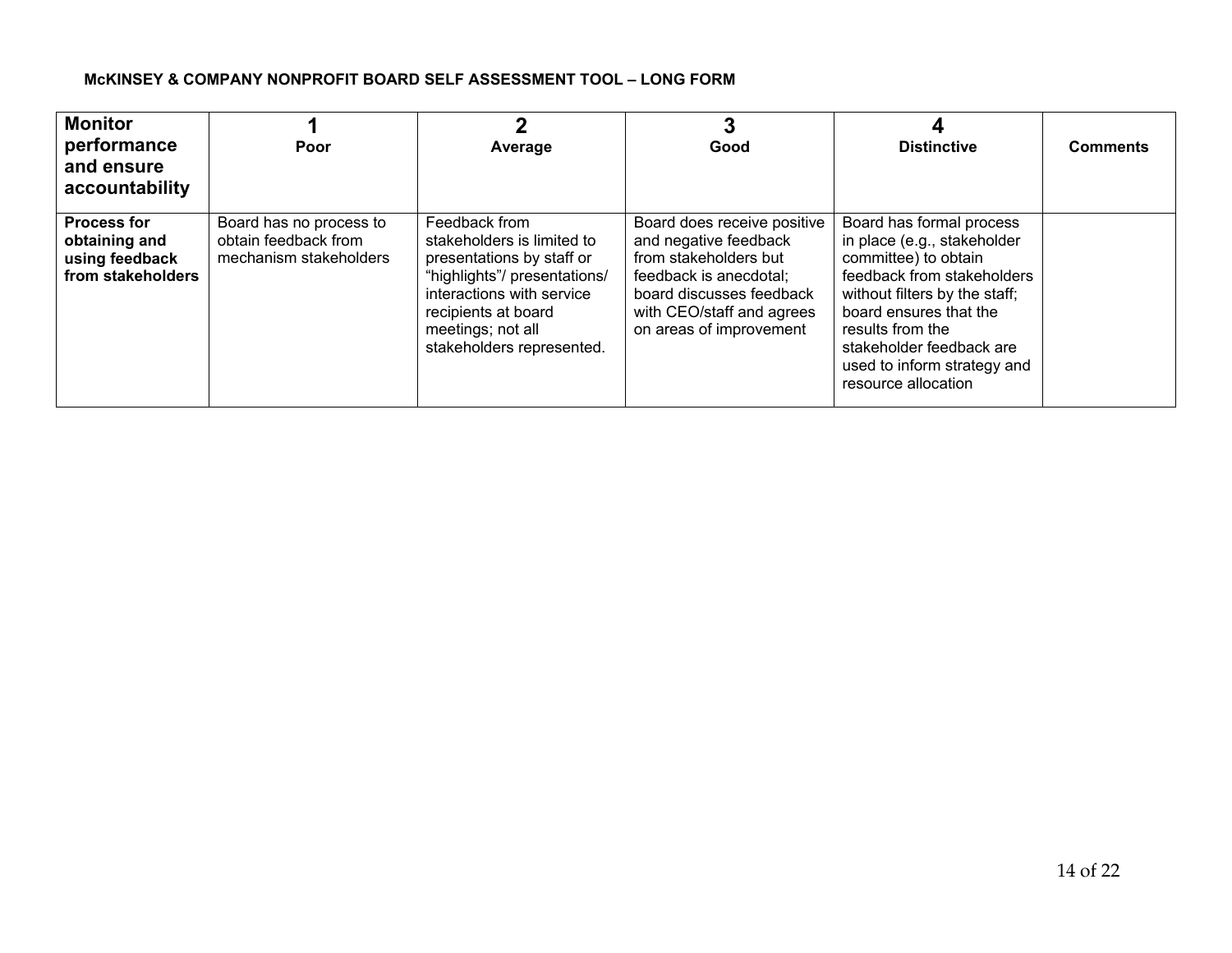**McKINSEY & COMPANY NONPROFIT BOARD SELF ASSESSMENT TOOL – LONG FORM**

| **Monitor performance and ensure accountability** | **1**<br>**Poor** | **2**<br>**Average** | **3**<br>**Good** | **4**<br>**Distinctive** | **Comments** |
|---|---|---|---|---|---|
| **Process for obtaining and using feedback from stakeholders** | Board has no process to obtain feedback from mechanism stakeholders | Feedback from stakeholders is limited to presentations by staff or "highlights"/ presentations/ interactions with service recipients at board meetings; not all stakeholders represented. | Board does receive positive and negative feedback from stakeholders but feedback is anecdotal; board discusses feedback with CEO/staff and agrees on areas of improvement | Board has formal process in place (e.g., stakeholder committee) to obtain feedback from stakeholders without filters by the staff; board ensures that the results from the stakeholder feedback are used to inform strategy and resource allocation | |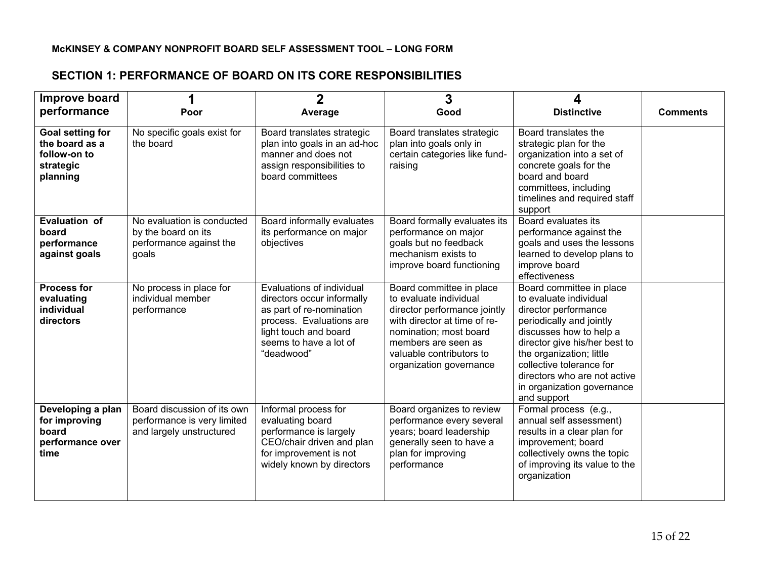**McKINSEY & COMPANY NONPROFIT BOARD SELF ASSESSMENT TOOL – LONG FORM**

## SECTION 1: PERFORMANCE OF BOARD ON ITS CORE RESPONSIBILITIES

| Improve board performance | 1<br>Poor | 2<br>Average | 3<br>Good | 4<br>Distinctive | Comments |
|---|---|---|---|---|---|
| **Goal setting for the board as a follow-on to strategic planning** | No specific goals exist for the board | Board translates strategic plan into goals in an ad-hoc manner and does not assign responsibilities to board committees | Board translates strategic plan into goals only in certain categories like fund-raising | Board translates the strategic plan for the organization into a set of concrete goals for the board and board committees, including timelines and required staff support | |
| **Evaluation of board performance against goals** | No evaluation is conducted by the board on its performance against the goals | Board informally evaluates its performance on major objectives | Board formally evaluates its performance on major goals but no feedback mechanism exists to improve board functioning | Board evaluates its performance against the goals and uses the lessons learned to develop plans to improve board effectiveness | |
| **Process for evaluating individual directors** | No process in place for individual member performance | Evaluations of individual directors occur informally as part of re-nomination process. Evaluations are light touch and board seems to have a lot of "deadwood" | Board committee in place to evaluate individual director performance jointly with director at time of re-nomination; most board members are seen as valuable contributors to organization governance | Board committee in place to evaluate individual director performance periodically and jointly discusses how to help a director give his/her best to the organization; little collective tolerance for directors who are not active in organization governance and support | |
| **Developing a plan for improving board performance over time** | Board discussion of its own performance is very limited and largely unstructured | Informal process for evaluating board performance is largely CEO/chair driven and plan for improvement is not widely known by directors | Board organizes to review performance every several years; board leadership generally seen to have a plan for improving performance | Formal process (e.g., annual self assessment) results in a clear plan for improvement; board collectively owns the topic of improving its value to the organization | |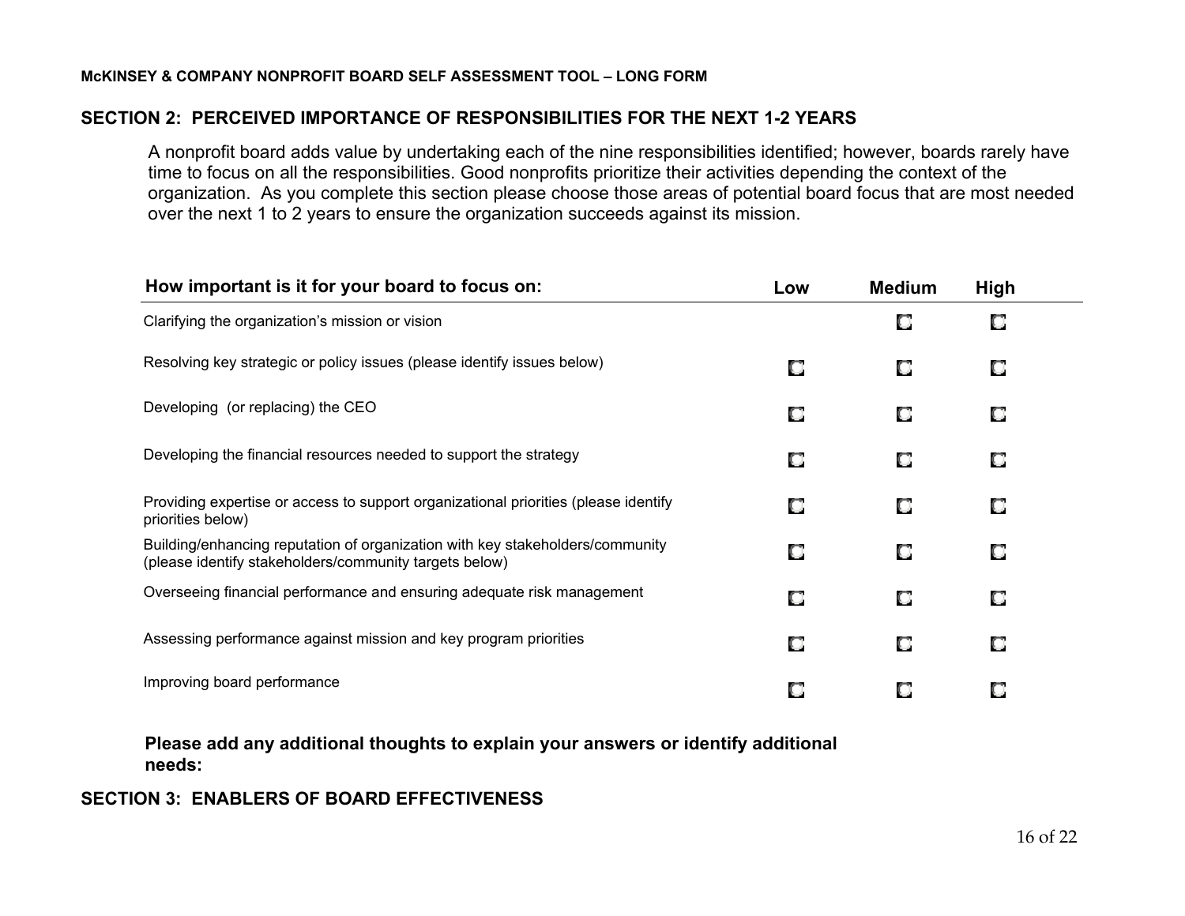**McKINSEY & COMPANY NONPROFIT BOARD SELF ASSESSMENT TOOL – LONG FORM**

## SECTION 2: PERCEIVED IMPORTANCE OF RESPONSIBILITIES FOR THE NEXT 1-2 YEARS

A nonprofit board adds value by undertaking each of the nine responsibilities identified; however, boards rarely have time to focus on all the responsibilities. Good nonprofits prioritize their activities depending the context of the organization. As you complete this section please choose those areas of potential board focus that are most needed over the next 1 to 2 years to ensure the organization succeeds against its mission.

| How important is it for your board to focus on: | Low | Medium | High |
|---|---|---|---|
| Clarifying the organization's mission or vision | | ☐ | ☐ |
| Resolving key strategic or policy issues (please identify issues below) | ☐ | ☐ | ☐ |
| Developing (or replacing) the CEO | ☐ | ☐ | ☐ |
| Developing the financial resources needed to support the strategy | ☐ | ☐ | ☐ |
| Providing expertise or access to support organizational priorities (please identify priorities below) | ☐ | ☐ | ☐ |
| Building/enhancing reputation of organization with key stakeholders/community (please identify stakeholders/community targets below) | ☐ | ☐ | ☐ |
| Overseeing financial performance and ensuring adequate risk management | ☐ | ☐ | ☐ |
| Assessing performance against mission and key program priorities | ☐ | ☐ | ☐ |
| Improving board performance | ☐ | ☐ | ☐ |

**Please add any additional thoughts to explain your answers or identify additional needs:**

## SECTION 3: ENABLERS OF BOARD EFFECTIVENESS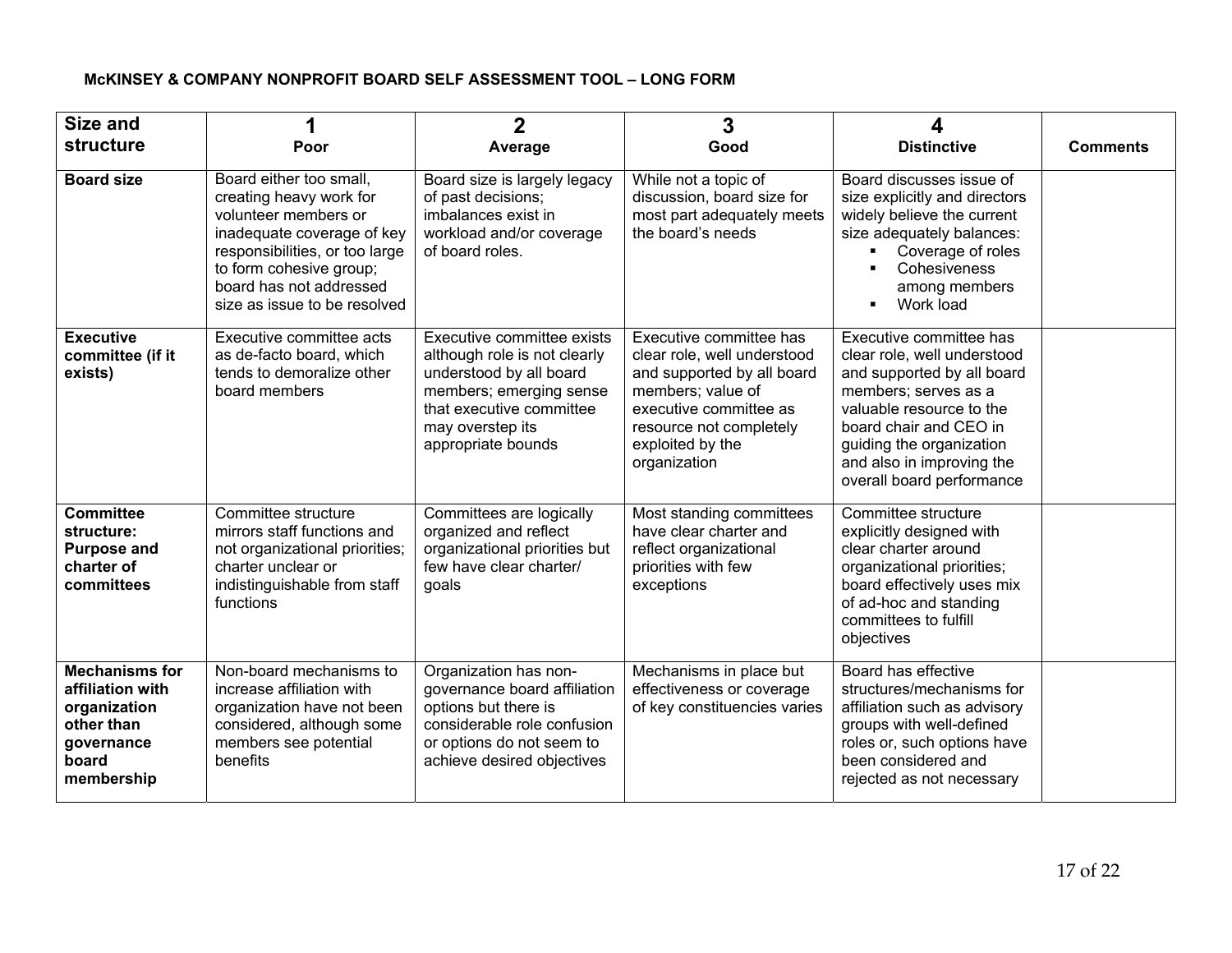**McKINSEY & COMPANY NONPROFIT BOARD SELF ASSESSMENT TOOL – LONG FORM**

| Size and structure | 1 Poor | 2 Average | 3 Good | 4 Distinctive | Comments |
|---|---|---|---|---|---|
| **Board size** | Board either too small, creating heavy work for volunteer members or inadequate coverage of key responsibilities, or too large to form cohesive group; board has not addressed size as issue to be resolved | Board size is largely legacy of past decisions; imbalances exist in workload and/or coverage of board roles. | While not a topic of discussion, board size for most part adequately meets the board's needs | Board discusses issue of size explicitly and directors widely believe the current size adequately balances: ▪ Coverage of roles ▪ Cohesiveness among members ▪ Work load | |
| **Executive committee (if it exists)** | Executive committee acts as de-facto board, which tends to demoralize other board members | Executive committee exists although role is not clearly understood by all board members; emerging sense that executive committee may overstep its appropriate bounds | Executive committee has clear role, well understood and supported by all board members; value of executive committee as resource not completely exploited by the organization | Executive committee has clear role, well understood and supported by all board members; serves as a valuable resource to the board chair and CEO in guiding the organization and also in improving the overall board performance | |
| **Committee structure: Purpose and charter of committees** | Committee structure mirrors staff functions and not organizational priorities; charter unclear or indistinguishable from staff functions | Committees are logically organized and reflect organizational priorities but few have clear charter/ goals | Most standing committees have clear charter and reflect organizational priorities with few exceptions | Committee structure explicitly designed with clear charter around organizational priorities; board effectively uses mix of ad-hoc and standing committees to fulfill objectives | |
| **Mechanisms for affiliation with organization other than governance board membership** | Non-board mechanisms to increase affiliation with organization have not been considered, although some members see potential benefits | Organization has non-governance board affiliation options but there is considerable role confusion or options do not seem to achieve desired objectives | Mechanisms in place but effectiveness or coverage of key constituencies varies | Board has effective structures/mechanisms for affiliation such as advisory groups with well-defined roles or, such options have been considered and rejected as not necessary | |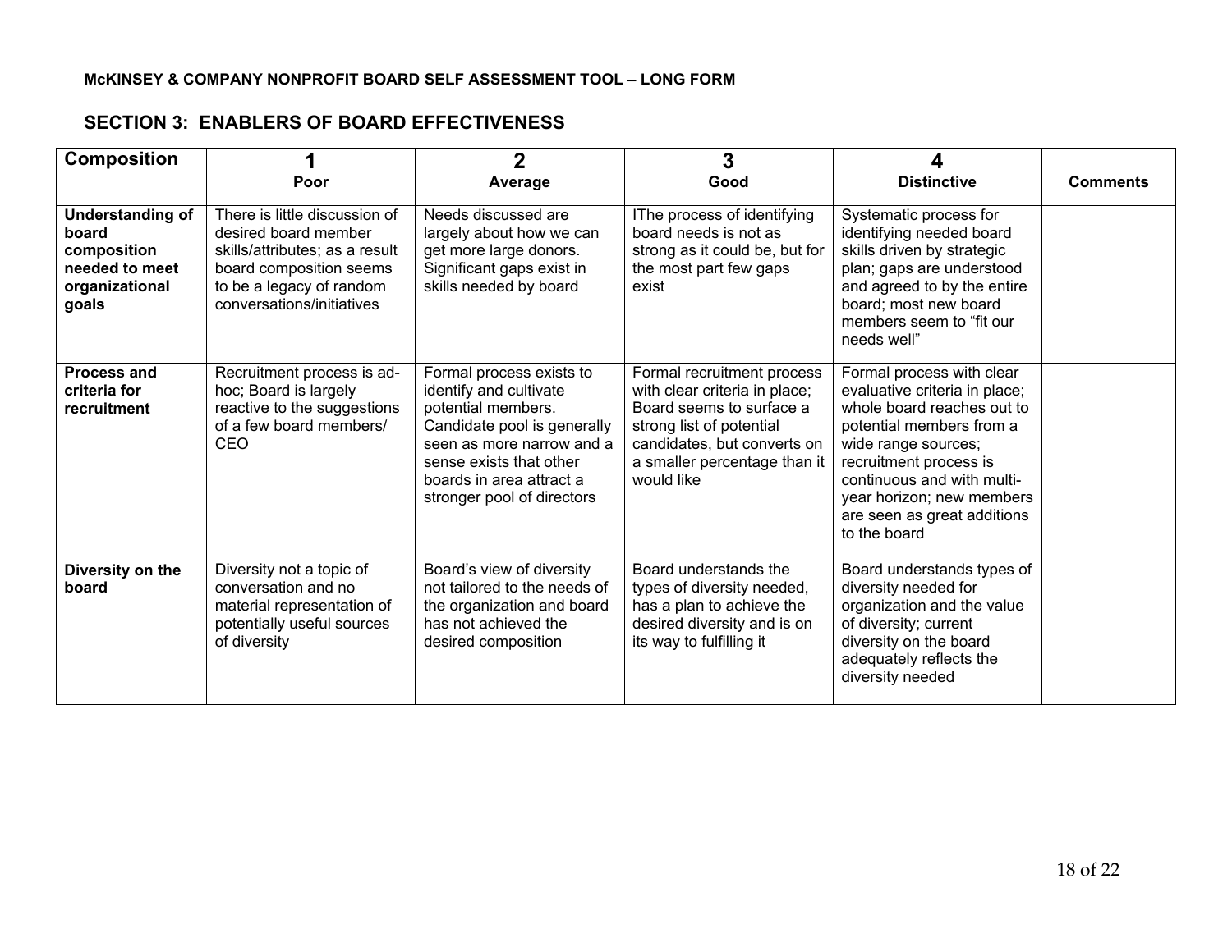**McKINSEY & COMPANY NONPROFIT BOARD SELF ASSESSMENT TOOL – LONG FORM**

## SECTION 3: ENABLERS OF BOARD EFFECTIVENESS

| Composition | 1<br>Poor | 2<br>Average | 3<br>Good | 4<br>Distinctive | Comments |
|---|---|---|---|---|---|
| **Understanding of board composition needed to meet organizational goals** | There is little discussion of desired board member skills/attributes; as a result board composition seems to be a legacy of random conversations/initiatives | Needs discussed are largely about how we can get more large donors. Significant gaps exist in skills needed by board | IThe process of identifying board needs is not as strong as it could be, but for the most part few gaps exist | Systematic process for identifying needed board skills driven by strategic plan; gaps are understood and agreed to by the entire board; most new board members seem to "fit our needs well" | |
| **Process and criteria for recruitment** | Recruitment process is ad-hoc; Board is largely reactive to the suggestions of a few board members/ CEO | Formal process exists to identify and cultivate potential members. Candidate pool is generally seen as more narrow and a sense exists that other boards in area attract a stronger pool of directors | Formal recruitment process with clear criteria in place; Board seems to surface a strong list of potential candidates, but converts on a smaller percentage than it would like | Formal process with clear evaluative criteria in place; whole board reaches out to potential members from a wide range sources; recruitment process is continuous and with multi-year horizon; new members are seen as great additions to the board | |
| **Diversity on the board** | Diversity not a topic of conversation and no material representation of potentially useful sources of diversity | Board's view of diversity not tailored to the needs of the organization and board has not achieved the desired composition | Board understands the types of diversity needed, has a plan to achieve the desired diversity and is on its way to fulfilling it | Board understands types of diversity needed for organization and the value of diversity; current diversity on the board adequately reflects the diversity needed | |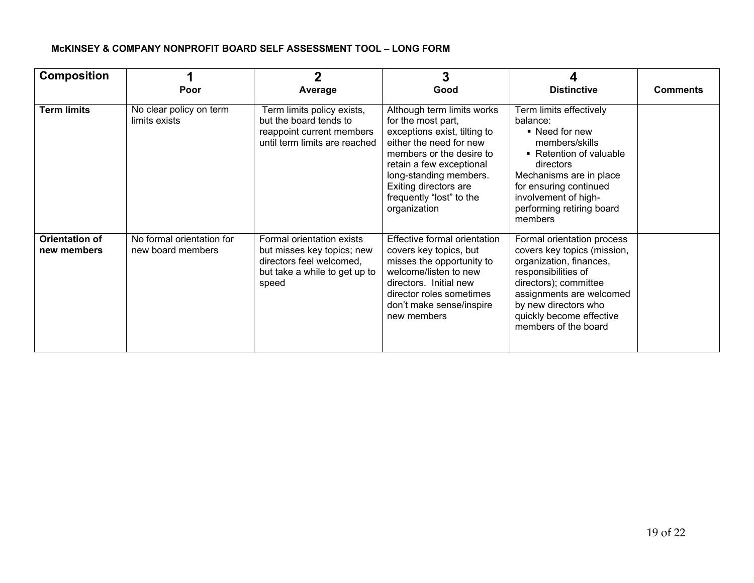**McKINSEY & COMPANY NONPROFIT BOARD SELF ASSESSMENT TOOL – LONG FORM**

| Composition | 1 Poor | 2 Average | 3 Good | 4 Distinctive | Comments |
|---|---|---|---|---|---|
| **Term limits** | No clear policy on term limits exists | Term limits policy exists, but the board tends to reappoint current members until term limits are reached | Although term limits works for the most part, exceptions exist, tilting to either the need for new members or the desire to retain a few exceptional long-standing members. Exiting directors are frequently "lost" to the organization | Term limits effectively balance: ▪ Need for new members/skills ▪ Retention of valuable directors Mechanisms are in place for ensuring continued involvement of high-performing retiring board members | |
| **Orientation of new members** | No formal orientation for new board members | Formal orientation exists but misses key topics; new directors feel welcomed, but take a while to get up to speed | Effective formal orientation covers key topics, but misses the opportunity to welcome/listen to new directors. Initial new director roles sometimes don't make sense/inspire new members | Formal orientation process covers key topics (mission, organization, finances, responsibilities of directors); committee assignments are welcomed by new directors who quickly become effective members of the board | |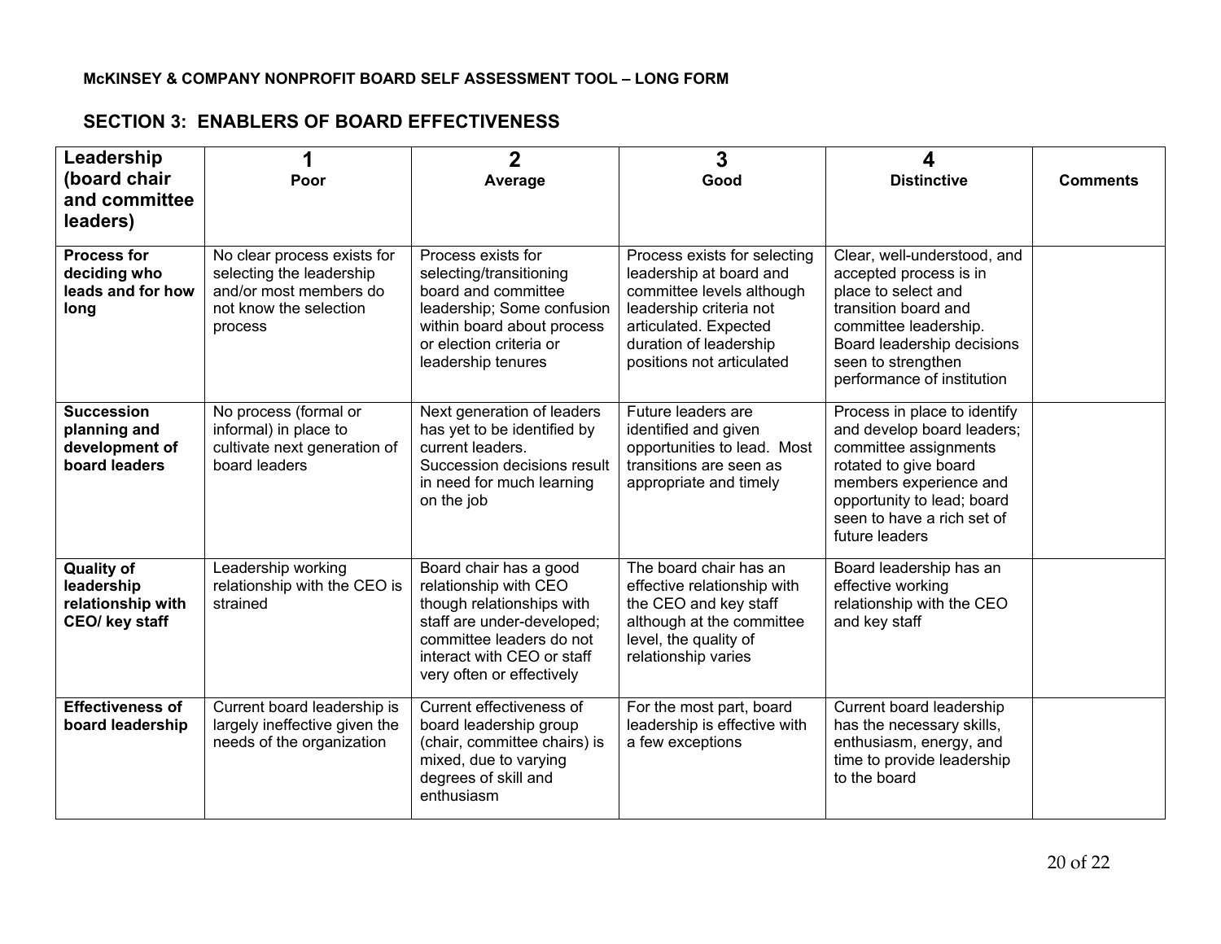**McKINSEY & COMPANY NONPROFIT BOARD SELF ASSESSMENT TOOL – LONG FORM**

## SECTION 3: ENABLERS OF BOARD EFFECTIVENESS

| Leadership (board chair and committee leaders) | 1<br>Poor | 2<br>Average | 3<br>Good | 4<br>Distinctive | Comments |
|---|---|---|---|---|---|
| **Process for deciding who leads and for how long** | No clear process exists for selecting the leadership and/or most members do not know the selection process | Process exists for selecting/transitioning board and committee leadership; Some confusion within board about process or election criteria or leadership tenures | Process exists for selecting leadership at board and committee levels although leadership criteria not articulated. Expected duration of leadership positions not articulated | Clear, well-understood, and accepted process is in place to select and transition board and committee leadership. Board leadership decisions seen to strengthen performance of institution | |
| **Succession planning and development of board leaders** | No process (formal or informal) in place to cultivate next generation of board leaders | Next generation of leaders has yet to be identified by current leaders. Succession decisions result in need for much learning on the job | Future leaders are identified and given opportunities to lead. Most transitions are seen as appropriate and timely | Process in place to identify and develop board leaders; committee assignments rotated to give board members experience and opportunity to lead; board seen to have a rich set of future leaders | |
| **Quality of leadership relationship with CEO/ key staff** | Leadership working relationship with the CEO is strained | Board chair has a good relationship with CEO though relationships with staff are under-developed; committee leaders do not interact with CEO or staff very often or effectively | The board chair has an effective relationship with the CEO and key staff although at the committee level, the quality of relationship varies | Board leadership has an effective working relationship with the CEO and key staff | |
| **Effectiveness of board leadership** | Current board leadership is largely ineffective given the needs of the organization | Current effectiveness of board leadership group (chair, committee chairs) is mixed, due to varying degrees of skill and enthusiasm | For the most part, board leadership is effective with a few exceptions | Current board leadership has the necessary skills, enthusiasm, energy, and time to provide leadership to the board | |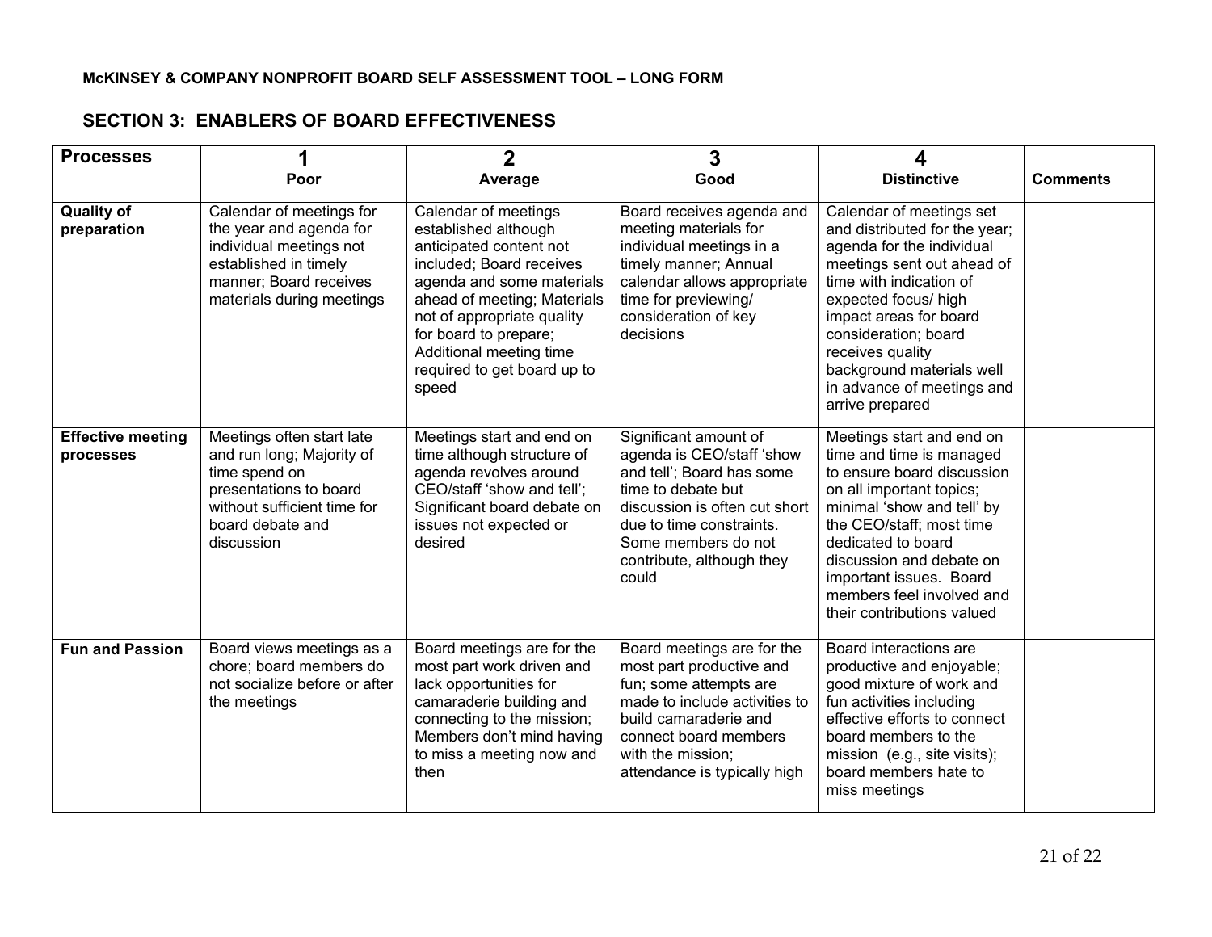**McKINSEY & COMPANY NONPROFIT BOARD SELF ASSESSMENT TOOL – LONG FORM**

## SECTION 3: ENABLERS OF BOARD EFFECTIVENESS

| Processes | 1<br>Poor | 2<br>Average | 3<br>Good | 4<br>Distinctive | Comments |
|---|---|---|---|---|---|
| **Quality of preparation** | Calendar of meetings for the year and agenda for individual meetings not established in timely manner; Board receives materials during meetings | Calendar of meetings established although anticipated content not included; Board receives agenda and some materials ahead of meeting; Materials not of appropriate quality for board to prepare; Additional meeting time required to get board up to speed | Board receives agenda and meeting materials for individual meetings in a timely manner; Annual calendar allows appropriate time for previewing/ consideration of key decisions | Calendar of meetings set and distributed for the year; agenda for the individual meetings sent out ahead of time with indication of expected focus/ high impact areas for board consideration; board receives quality background materials well in advance of meetings and arrive prepared | |
| **Effective meeting processes** | Meetings often start late and run long; Majority of time spend on presentations to board without sufficient time for board debate and discussion | Meetings start and end on time although structure of agenda revolves around CEO/staff 'show and tell'; Significant board debate on issues not expected or desired | Significant amount of agenda is CEO/staff 'show and tell'; Board has some time to debate but discussion is often cut short due to time constraints. Some members do not contribute, although they could | Meetings start and end on time and time is managed to ensure board discussion on all important topics; minimal 'show and tell' by the CEO/staff; most time dedicated to board discussion and debate on important issues. Board members feel involved and their contributions valued | |
| **Fun and Passion** | Board views meetings as a chore; board members do not socialize before or after the meetings | Board meetings are for the most part work driven and lack opportunities for camaraderie building and connecting to the mission; Members don't mind having to miss a meeting now and then | Board meetings are for the most part productive and fun; some attempts are made to include activities to build camaraderie and connect board members with the mission; attendance is typically high | Board interactions are productive and enjoyable; good mixture of work and fun activities including effective efforts to connect board members to the mission (e.g., site visits); board members hate to miss meetings | |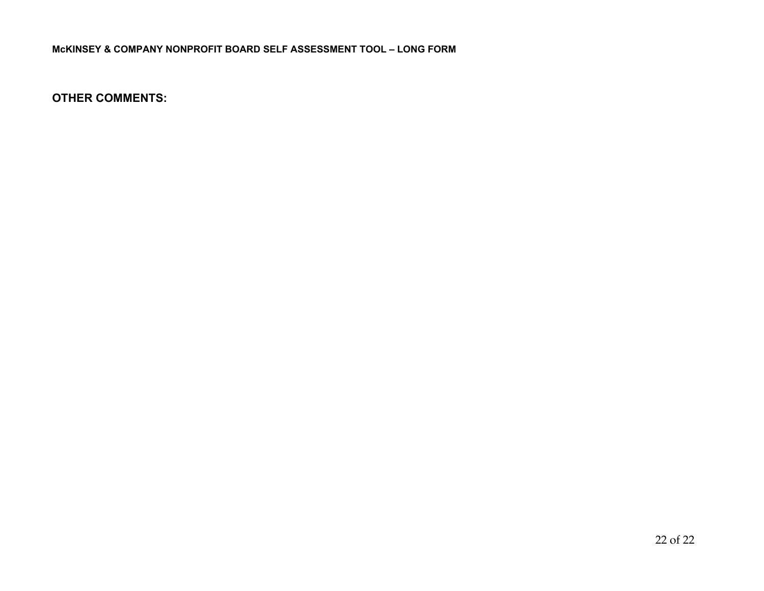**OTHER COMMENTS:**